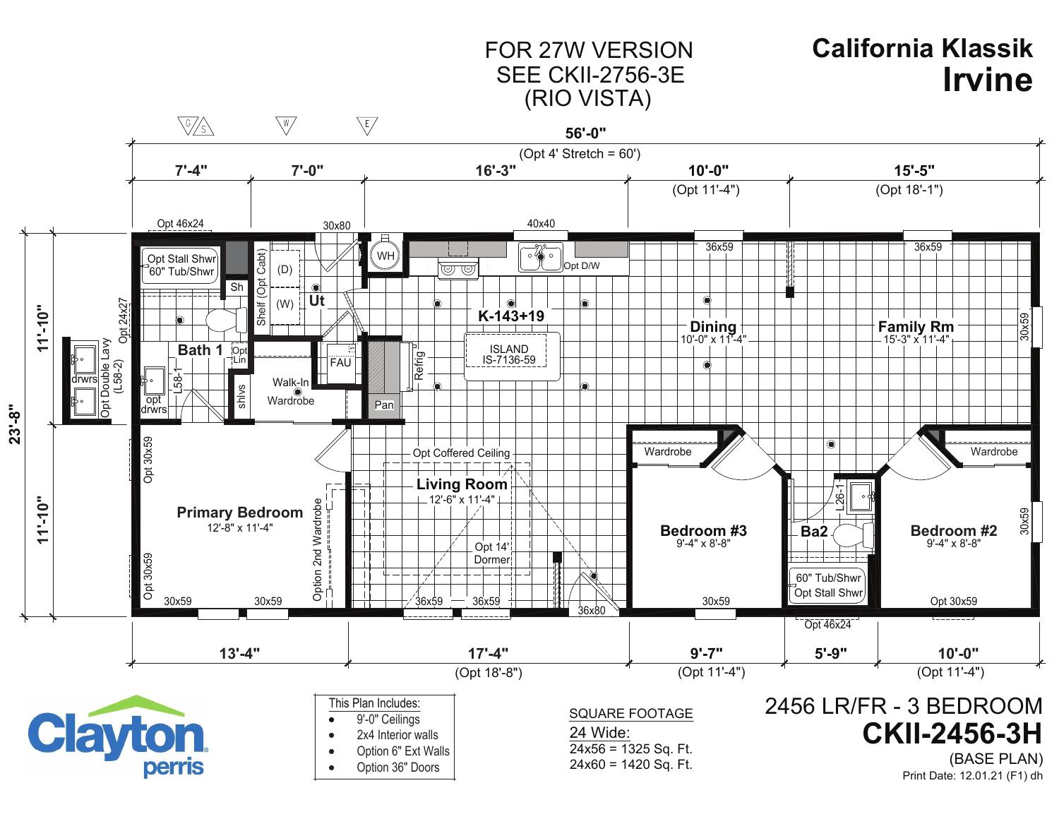FOR 27W VERSION
SEE CKII-2756-3E
(RIO VISTA)

# California Klassik
# Irvine

56'-0"
(Opt 4' Stretch = 60')

7'-4" | 7'-0" | 16'-3" | 10'-0" (Opt 11'-4") | 15'-5" (Opt 18'-1")

23'-8" | 11'-10" | 11'-10"

Opt 46x24 | 30x80 | 40x40 | 36x59 | 36x59

Opt Stall Shwr
60" Tub/Shwr
Sh
Shelf (Opt Cabt)
(D)
(W)
Ut
WH
Opt D/W

K-143+19

ISLAND
IS-7136-59

Dining
10'-0" x 11'-4"

Family Rm
15'-3" x 11'-4"

30x59

Opt 24x27
Bath 1
Opt Lin
L58-1
opt drwrs
drwrs
Opt Double Lavy (L58-2)
shlvs
Walk-In Wardrobe
FAU
Refrig
Pan

Opt Coffered Ceiling

Living Room
12'-6" x 11'-4"

Opt 14' Dormer

Primary Bedroom
12'-8" x 11'-4"

Opt 30x59
Opt 30x59
Option 2nd Wardrobe

30x59 | 30x59 | 36x59 | 36x59 | 36x80

Wardrobe
Bedroom #3
9'-4" x 8'-8"
30x59

L26-1
Ba2
60" Tub/Shwr
Opt Stall Shwr
Opt 46x24

Wardrobe
Bedroom #2
9'-4" x 8'-8"
30x59
Opt 30x59

13'-4" | 17'-4" (Opt 18'-8") | 9'-7" (Opt 11'-4") | 5'-9" | 10'-0" (Opt 11'-4")

Clayton perris

This Plan Includes:
- 9'-0" Ceilings
- 2x4 Interior walls
- Option 6" Ext Walls
- Option 36" Doors

SQUARE FOOTAGE
24 Wide:
24x56 = 1325 Sq. Ft.
24x60 = 1420 Sq. Ft.

2456 LR/FR - 3 BEDROOM
**CKII-2456-3H**
(BASE PLAN)
Print Date: 12.01.21 (F1) dh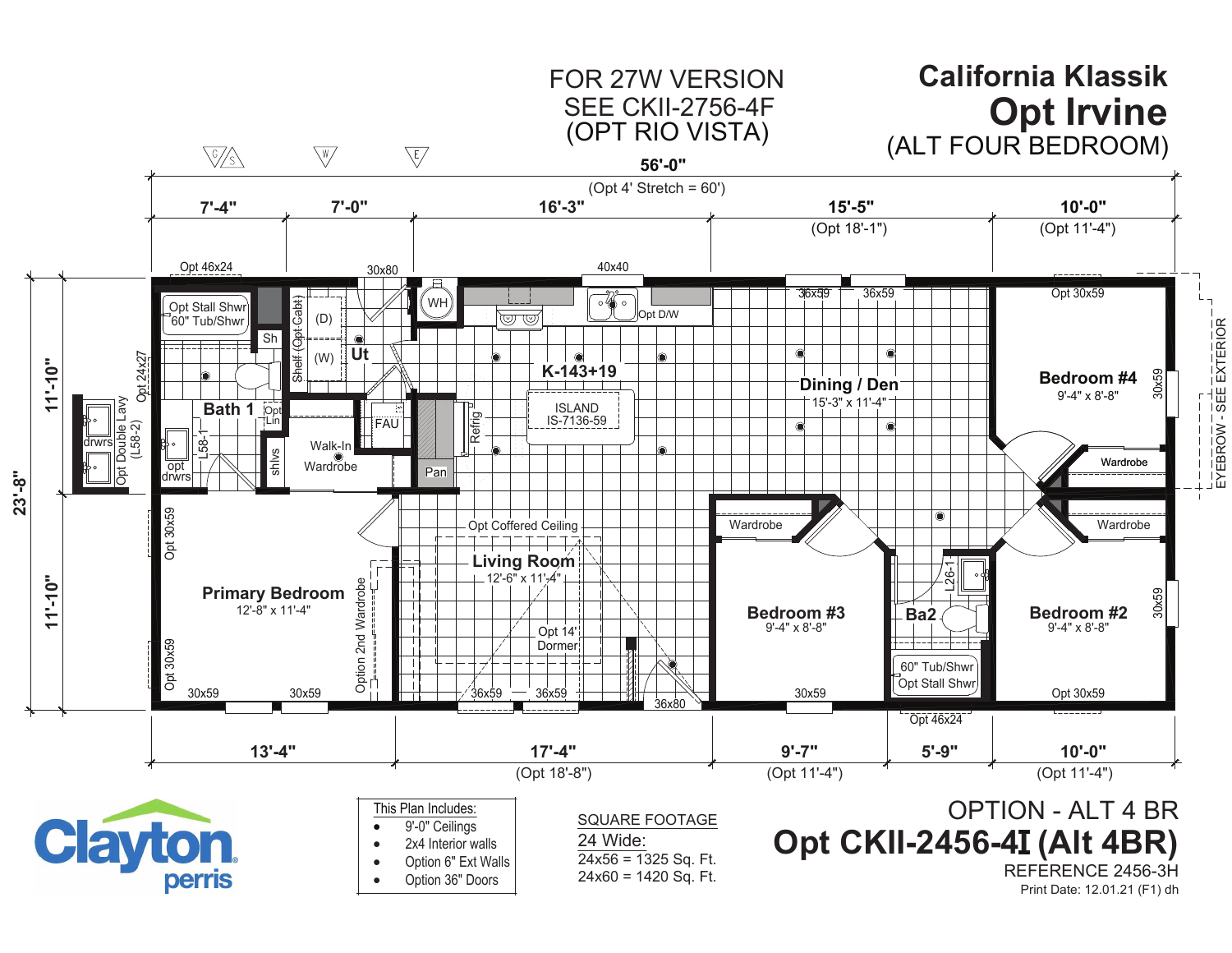FOR 27W VERSION
SEE CKII-2756-4F
(OPT RIO VISTA)

# California Klassik
# Opt Irvine
(ALT FOUR BEDROOM)

56'-0"
(Opt 4' Stretch = 60')

7'-4" | 7'-0" | 16'-3" | 15'-5" (Opt 18'-1") | 10'-0" (Opt 11'-4")

23'-8" | 11'-10" | 11'-10"

Opt 46x24 | 30x80 | 40x40 | 36x59 | 36x59 | Opt 30x59

Opt Stall Shwr
60" Tub/Shwr
Sh
Opt 24x27
Bath 1
Opt Lin
L58-1
opt drwrs
drwrs
drwrs
Opt Double Lavy (L58-2)
Shelf (Opt Cabt)
(D)
(W)
Ut
shlvs
Walk-In Wardrobe
FAU
WH
Pan
Refrig
Opt D/W
K-143+19
ISLAND
IS-7136-59
Dining / Den
15'-3" x 11'-4"
Bedroom #4
9'-4" x 8'-8"
30x59
Wardrobe
Wardrobe
Opt 30x59
Primary Bedroom
12'-8" x 11'-4"
Opt 30x59
Option 2nd Wardrobe
Opt Coffered Ceiling
Living Room
12'-6" x 11'-4"
Opt 14' Dormer
Wardrobe
Bedroom #3
9'-4" x 8'-8"
Ba2
L26-1
60" Tub/Shwr
Opt Stall Shwr
Bedroom #2
9'-4" x 8'-8"
30x59
EYEBROW - SEE EXTERIOR

30x59 | 30x59 | 36x59 | 36x59 | 36x80 | 30x59 | Opt 46x24 | Opt 30x59

13'-4" | 17'-4" (Opt 18'-8") | 9'-7" (Opt 11'-4") | 5'-9" | 10'-0" (Opt 11'-4")

Clayton perris

This Plan Includes:
- 9'-0" Ceilings
- 2x4 Interior walls
- Option 6" Ext Walls
- Option 36" Doors

SQUARE FOOTAGE
24 Wide:
24x56 = 1325 Sq. Ft.
24x60 = 1420 Sq. Ft.

OPTION - ALT 4 BR
**Opt CKII-2456-4I (Alt 4BR)**
REFERENCE 2456-3H
Print Date: 12.01.21 (F1) dh